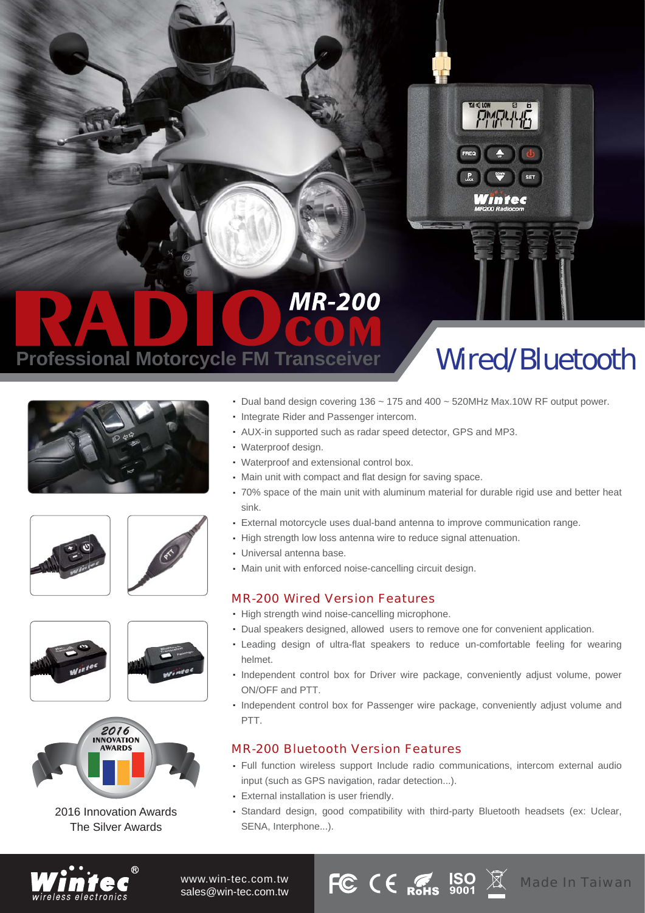# RADIO MR-200 COM

## Professional Motorcycle FM Transceiver

## Wired/Bluetooth

- Dual band design covering 136 ~ 175 and 400 ~ 520MHz Max.10W RF output power.
- Integrate Rider and Passenger intercom.
- AUX-in supported such as radar speed detector, GPS and MP3.
- Waterproof design.
- Waterproof and extensional control box.
- Main unit with compact and flat design for saving space.
- 70% space of the main unit with aluminum material for durable rigid use and better heat sink.
- External motorcycle uses dual-band antenna to improve communication range.
- High strength low loss antenna wire to reduce signal attenuation.
- Universal antenna base.
- Main unit with enforced noise-cancelling circuit design.

### MR-200 Wired Version Features

- High strength wind noise-cancelling microphone.
- Dual speakers designed, allowed users to remove one for convenient application.
- Leading design of ultra-flat speakers to reduce un-comfortable feeling for wearing helmet.
- Independent control box for Driver wire package, conveniently adjust volume, power ON/OFF and PTT.
- Independent control box for Passenger wire package, conveniently adjust volume and PTT.

### MR-200 Bluetooth Version Features

- Full function wireless support Include radio communications, intercom external audio input (such as GPS navigation, radar detection...).
- External installation is user friendly.
- Standard design, good compatibility with third-party Bluetooth headsets (ex: Uclear, SENA, Interphone...).

2016 Innovation Awards
The Silver Awards

Wintec® wireless electronics

www.win-tec.com.tw
sales@win-tec.com.tw

FC CE RoHS ISO 9001

Made In Taiwan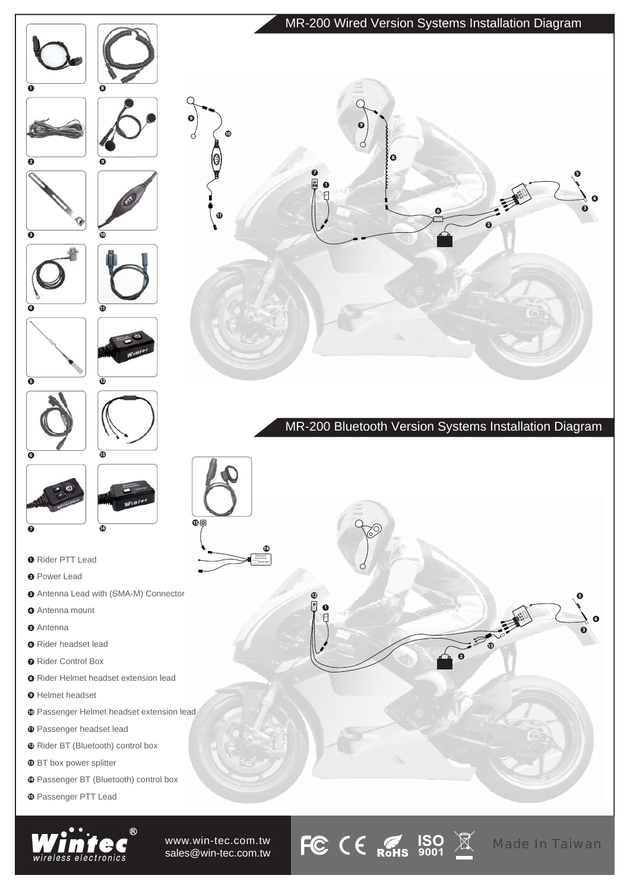## MR-200 Wired Version Systems Installation Diagram

## MR-200 Bluetooth Version Systems Installation Diagram

1. Rider PTT Lead
2. Power Lead
3. Antenna Lead with (SMA-M) Connector
4. Antenna mount
5. Antenna
6. Rider headset lead
7. Rider Control Box
8. Rider Helmet headset extension lead
9. Helmet headset
10. Passenger Helmet headset extension lead
11. Passenger headset lead
12. Rider BT (Bluetooth) control box
13. BT box power splitter
14. Passenger BT (Bluetooth) control box
15. Passenger PTT Lead

**Wintec®** *wireless electronics*

www.win-tec.com.tw
sales@win-tec.com.tw

FC CE RoHS ISO 9001

Made In Taiwan